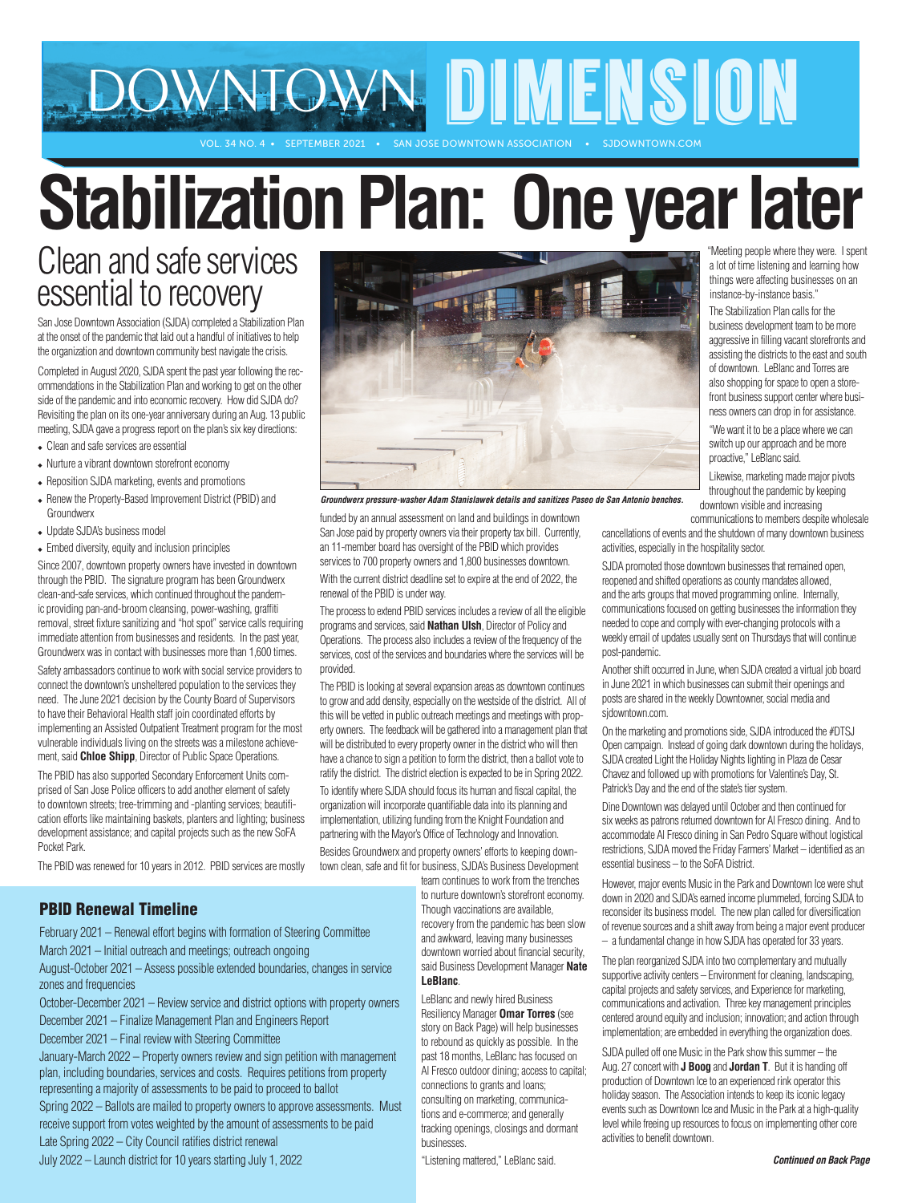# DOWNTOWN DIMENSION

VOL. 34 NO. 4 • SEPTEMBER 2021 • SAN JOSE DOWNTOWN ASSOCIATION • SJDOWNTOWN.COM

# Stabilization Plan: One year later

## Clean and safe services essential to recovery

San Jose Downtown Association (SJDA) completed a Stabilization Plan at the onset of the pandemic that laid out a handful of initiatives to help the organization and downtown community best navigate the crisis.

Completed in August 2020, SJDA spent the past year following the recommendations in the Stabilization Plan and working to get on the other side of the pandemic and into economic recovery. How did SJDA do? Revisiting the plan on its one-year anniversary during an Aug. 13 public meeting, SJDA gave a progress report on the plan's six key directions:

- Clean and safe services are essential
- Nurture a vibrant downtown storefront economy
- Reposition SJDA marketing, events and promotions
- Renew the Property-Based Improvement District (PBID) and Groundwerx
- Update SJDA's business model
- Embed diversity, equity and inclusion principles

Since 2007, downtown property owners have invested in downtown through the PBID. The signature program has been Groundwerx clean-and-safe services, which continued throughout the pandemic providing pan-and-broom cleansing, power-washing, graffiti removal, street fixture sanitizing and "hot spot" service calls requiring immediate attention from businesses and residents. In the past year, Groundwerx was in contact with businesses more than 1,600 times.

Safety ambassadors continue to work with social service providers to connect the downtown's unsheltered population to the services they need. The June 2021 decision by the County Board of Supervisors to have their Behavioral Health staff join coordinated efforts by implementing an Assisted Outpatient Treatment program for the most vulnerable individuals living on the streets was a milestone achievement, said **Chloe Shipp**, Director of Public Space Operations.

The PBID has also supported Secondary Enforcement Units comprised of San Jose Police officers to add another element of safety to downtown streets; tree-trimming and -planting services; beautification efforts like maintaining baskets, planters and lighting; business development assistance; and capital projects such as the new SoFA Pocket Park.

The PBID was renewed for 10 years in 2012. PBID services are mostly funded by an annual assessment on land and buildings in downtown San Jose paid by property owners via their property tax bill. Currently, an 11-member board has oversight of the PBID which provides services to 700 property owners and 1,800 businesses downtown.

*Groundwerx pressure-washer Adam Stanislawek details and sanitizes Paseo de San Antonio benches.*

With the current district deadline set to expire at the end of 2022, the renewal of the PBID is under way.

The process to extend PBID services includes a review of all the eligible programs and services, said **Nathan Ulsh**, Director of Policy and Operations. The process also includes a review of the frequency of the services, cost of the services and boundaries where the services will be provided.

The PBID is looking at several expansion areas as downtown continues to grow and add density, especially on the westside of the district. All of this will be vetted in public outreach meetings and meetings with property owners. The feedback will be gathered into a management plan that will be distributed to every property owner in the district who will then have a chance to sign a petition to form the district, then a ballot vote to ratify the district. The district election is expected to be in Spring 2022.

To identify where SJDA should focus its human and fiscal capital, the organization will incorporate quantifiable data into its planning and implementation, utilizing funding from the Knight Foundation and partnering with the Mayor's Office of Technology and Innovation.

Besides Groundwerx and property owners' efforts to keeping downtown clean, safe and fit for business, SJDA's Business Development team continues to work from the trenches to nurture downtown's storefront economy. Though vaccinations are available, recovery from the pandemic has been slow and awkward, leaving many businesses downtown worried about financial security, said Business Development Manager **Nate LeBlanc**.

LeBlanc and newly hired Business Resiliency Manager **Omar Torres** (see story on Back Page) will help businesses to rebound as quickly as possible. In the past 18 months, LeBlanc has focused on Al Fresco outdoor dining; access to capital; connections to grants and loans; consulting on marketing, communications and e-commerce; and generally tracking openings, closings and dormant businesses.

"Listening mattered," LeBlanc said. "Meeting people where they were. I spent a lot of time listening and learning how things were affecting businesses on an instance-by-instance basis."

The Stabilization Plan calls for the business development team to be more aggressive in filling vacant storefronts and assisting the districts to the east and south of downtown. LeBlanc and Torres are also shopping for space to open a storefront business support center where business owners can drop in for assistance.

"We want it to be a place where we can switch up our approach and be more proactive," LeBlanc said.

Likewise, marketing made major pivots throughout the pandemic by keeping downtown visible and increasing communications to members despite wholesale cancellations of events and the shutdown of many downtown business activities, especially in the hospitality sector.

SJDA promoted those downtown businesses that remained open, reopened and shifted operations as county mandates allowed, and the arts groups that moved programming online. Internally, communications focused on getting businesses the information they needed to cope and comply with ever-changing protocols with a weekly email of updates usually sent on Thursdays that will continue post-pandemic.

Another shift occurred in June, when SJDA created a virtual job board in June 2021 in which businesses can submit their openings and posts are shared in the weekly Downtowner, social media and sjdowntown.com.

On the marketing and promotions side, SJDA introduced the #DTSJ Open campaign. Instead of going dark downtown during the holidays, SJDA created Light the Holiday Nights lighting in Plaza de Cesar Chavez and followed up with promotions for Valentine's Day, St. Patrick's Day and the end of the state's tier system.

Dine Downtown was delayed until October and then continued for six weeks as patrons returned downtown for Al Fresco dining. And to accommodate Al Fresco dining in San Pedro Square without logistical restrictions, SJDA moved the Friday Farmers' Market – identified as an essential business – to the SoFA District.

However, major events Music in the Park and Downtown Ice were shut down in 2020 and SJDA's earned income plummeted, forcing SJDA to reconsider its business model. The new plan called for diversification of revenue sources and a shift away from being a major event producer – a fundamental change in how SJDA has operated for 33 years.

The plan reorganized SJDA into two complementary and mutually supportive activity centers – Environment for cleaning, landscaping, capital projects and safety services, and Experience for marketing, communications and activation. Three key management principles centered around equity and inclusion; innovation; and action through implementation; are embedded in everything the organization does.

SJDA pulled off one Music in the Park show this summer – the Aug. 27 concert with **J Boog** and **Jordan T**. But it is handing off production of Downtown Ice to an experienced rink operator this holiday season. The Association intends to keep its iconic legacy events such as Downtown Ice and Music in the Park at a high-quality level while freeing up resources to focus on implementing other core activities to benefit downtown.

***Continued on Back Page***

### PBID Renewal Timeline

February 2021 – Renewal effort begins with formation of Steering Committee

March 2021 – Initial outreach and meetings; outreach ongoing

August-October 2021 – Assess possible extended boundaries, changes in service zones and frequencies

October-December 2021 – Review service and district options with property owners

December 2021 – Finalize Management Plan and Engineers Report

December 2021 – Final review with Steering Committee

January-March 2022 – Property owners review and sign petition with management plan, including boundaries, services and costs. Requires petitions from property representing a majority of assessments to be paid to proceed to ballot

Spring 2022 – Ballots are mailed to property owners to approve assessments. Must receive support from votes weighted by the amount of assessments to be paid

Late Spring 2022 – City Council ratifies district renewal

July 2022 – Launch district for 10 years starting July 1, 2022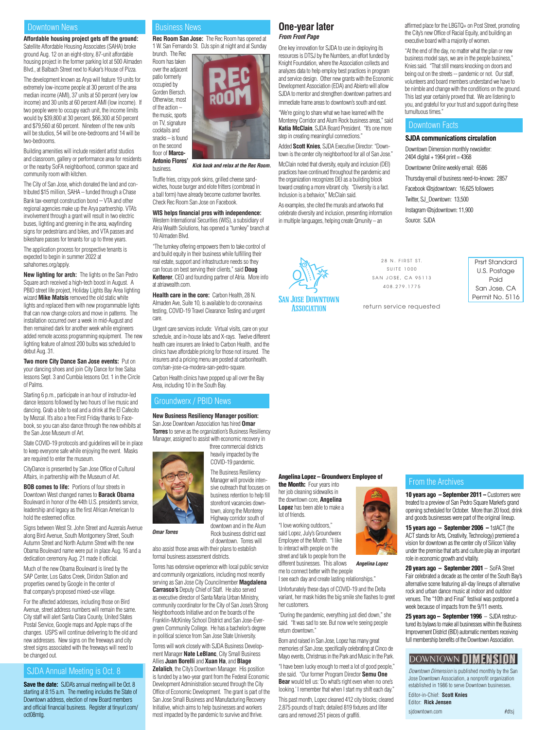## Downtown News

**Affordable housing project gets off the ground:** Satellite Affordable Housing Associates (SAHA) broke ground Aug. 12 on an eight-story, 87-unit affordable housing project in the former parking lot at 500 Almaden Blvd., at Balbach Street next to Kukar's House of Pizza.

The development known as Arya will feature 19 units for extremely low-income people at 30 percent of the area median income (AMI), 37 units at 50 percent (very low income) and 30 units at 60 percent AMI (low income). If two people were to occupy each unit, the income limits would by $39,800 at 30 percent, $66,300 at 50 percent and $79,560 at 60 percent. Nineteen of the new units will be studios, 54 will be one-bedrooms and 14 will be two-bedrooms.

Building amenities will include resident artist studios and classroom, gallery or performance area for residents or the nearby SoFA neighborhood, common space and community room with kitchen.

The City of San Jose, which donated the land and contributed $15 million, SAHA – funded through a Chase Bank tax-exempt construction bond – VTA and other regional agencies make up the Arya partnership. VTA's involvement through a grant will result in two electric buses, lighting and greening in the area, wayfinding signs for pedestrians and bikes, and VTA passes and bikeshare passes for tenants for up to three years.

The application process for prospective tenants is expected to begin in summer 2022 at sahahomes.org/apply.

**New lighting for arch:** The lights on the San Pedro Square arch received a high-tech boost in August. A PBID street life project, Holiday Lights Bay Area lighting wizard **Mike Matsis** removed the old static white lights and replaced them with new programmable lights that can now change colors and move in patterns. The installation occurred over a week in mid-August and then remained dark for another week while engineers added remote access programming equipment. The new lighting feature of almost 200 bulbs was scheduled to debut Aug. 31.

**Two more City Dance San Jose events:** Put on your dancing shoes and join City Dance for free Salsa lessons Sept. 3 and Cumbia lessons Oct. 1 in the Circle of Palms.

Starting 6 p.m., participate in an hour of instructor-led dance lessons followed by two hours of live music and dancing. Grab a bite to eat and a drink at the El Cafecito by Mezcal. It's also a free First Friday thanks to Facebook, so you can also dance through the new exhibits at the San Jose Museum of Art.

State COVID-19 protocols and guidelines will be in place to keep everyone safe while enjoying the event. Masks are required to enter the museum.

CityDance is presented by San Jose Office of Cultural Affairs, in partnership with the Museum of Art.

**BOB comes to life:** Portions of four streets in Downtown West changed names to **Barack Obama** Boulevard in honor of the 44th U.S. president's service, leadership and legacy as the first African American to hold the esteemed office.

Signs between West St. John Street and Auzerais Avenue along Bird Avenue, South Montgomery Street, South Autumn Street and North Autumn Street with the new Obama Boulevard name were put in place Aug. 16 and a dedication ceremony Aug. 21 made it official.

Much of the new Obama Boulevard is lined by the SAP Center, Los Gatos Creek, Diridon Station and properties owned by Google in the center of that company's proposed mixed-use village.

For the affected addresses, including those on Bird Avenue, street address numbers will remain the same. City staff will alert Santa Clara County, United States Postal Service, Google maps and Apple maps of the changes. USPS will continue delivering to the old and new addresses. New signs on the freeways and city street signs associated with the freeways will need to be changed out.

## SJDA Annual Meeting is Oct. 8

**Save the date:** SJDA's annual meeting will be Oct. 8 starting at 8:15 a.m. The meeting includes the State of Downtown address, election of new Board members and official financial business. Register at tinyurl.com/oct08mtg.

## Business News

**Rec Room San Jose:** The Rec Room has opened at 1 W. San Fernando St. DJs spin at night and at Sunday brunch. The Rec Room has taken over the adjacent patio formerly occupied by Gorden Biersch. Otherwise, most of the action – the music, sports on TV, signature cocktails and snacks – is found on the second floor of **Marco-Antonio Flores'** business.

*Kick back and relax at the Rec Room.*

Truffle fries, crispy pork skins, grilled cheese sandwiches, house burger and elote fritters (cornbread in a ball form) have already become customer favorites. Check Rec Room San Jose on Facebook.

**WIS helps financial pros with independence:** Western International Securities (WIS), a subsidiary of Atria Wealth Solutions, has opened a "turnkey" branch at 10 Almaden Blvd.

"The turnkey offering empowers them to take control of and build equity in their business while fulfilling their real estate, support and infrastructure needs so they can focus on best serving their clients," said **Doug Ketterer**, CEO and founding partner of Atria. More info at atriawealth.com.

**Health care in the core:** Carbon Health, 28 N. Almaden Ave, Suite 10, is available to do coronavirus testing, COVID-19 Travel Clearance Testing and urgent care.

Urgent care services include: Virtual visits, care on your schedule, and in-house labs and X-rays. Twelve different health care insurers are linked to Carbon Health, and the clinics have affordable pricing for those not insured. The insurers and a pricing menu are posted at carbonhealth.com/san-jose-ca-modera-san-pedro-square.

Carbon Health clinics have popped up all over the Bay Area, including 10 in the South Bay.

## Groundwerx / PBID News

**New Business Resiliency Manager position:** San Jose Downtown Association has hired **Omar Torres** to serve as the organization's Business Resiliency Manager, assigned to assist with economic recovery in three commercial districts heavily impacted by the COVID-19 pandemic.

*Omar Torres*

The Business Resiliency Manager will provide intensive outreach that focuses on business retention to help fill storefront vacancies downtown, along the Monterey Highway corridor south of downtown and in the Alum Rock business district east of downtown. Torres will also assist those areas with their plans to establish formal business assessment districts.

Torres has extensive experience with local public service and community organizations, including most recently serving as San Jose City Councilmember **Magdalena Carrasco's** Deputy Chief of Staff. He also served as executive director of Santa Maria Urban Ministry, community coordinator for the City of San Jose's Strong Neighborhoods Initiative and on the boards of the Franklin-McKinley School District and San Jose-Evergreen Community College. He has a bachelor's degree in political science from San Jose State University.

Torres will work closely with SJDA Business Development Manager **Nate LeBlanc**, City Small Business Allies **Juan Borelli** and **Xuan Ha**, and **Blage Zelalich**, the City's Downtown Manager. His position is funded by a two-year grant from the Federal Economic Development Administration secured through the City Office of Economic Development. The grant is part of the San Jose Small Business and Manufacturing Recovery Initiative, which aims to help businesses and workers most impacted by the pandemic to survive and thrive.

## One-year later

*From Front Page*

One key innovation for SJDA to use in deploying its resources is DTSJ by the Numbers, an effort funded by Knight Foundation, where the Association collects and analyzes data to help employ best practices in program and service design. Other new grants with the Economic Development Association (EDA) and Abierto will allow SJDA to mentor and strengthen downtown partners and immediate frame areas to downtown's south and east.

"We're going to share what we have learned with the Monterey Corridor and Alum Rock business areas," said **Katia McClain**, SJDA Board President. "It's one more step in creating meaningful connections."

Added **Scott Knies**, SJDA Executive Director: "Downtown is the center city neighborhood for all of San Jose."

McClain noted that diversity, equity and inclusion (DEI) practices have continued throughout the pandemic and the organization recognizes DEI as a building block toward creating a more vibrant city. "Diversity is a fact. Inclusion is a behavior," McClain said.

As examples, she cited the murals and artworks that celebrate diversity and inclusion, presenting information in multiple languages, helping create Qmunity – an affirmed place for the LBGTQ+ on Post Street, promoting the City's new Office of Racial Equity, and building an executive board with a majority of women.

"At the end of the day, no matter what the plan or new business model says, we are in the people business," Knies said. "That still means knocking on doors and being out on the streets -- pandemic or not. Our staff, volunteers and board members understand we have to be nimble and change with the conditions on the ground. This last year certainly proved that. We are listening to you, and grateful for your trust and support during these tumultuous times."

## Downtown Facts

**SJDA communications circulation**

Downtown Dimension monthly newsletter: 2404 digital + 1964 print = 4368

Downtowner Online weekly email: 6586

Thursday email of business need-to-knows: 2857

Facebook @sjdowntown: 16,625 followers

Twitter, SJ_Downtown: 13,500

Instagram @sjdowntown: 11,900

Source: SJDA

San Jose Downtown Association

28 N. First St.
Suite 1000
San Jose, CA 95113
408.279.1775

return service requested

Prsrt Standard
U.S. Postage
Paid
San Jose, CA
Permit No. 5116

**Angelina Lopez – Groundwerx Employee of the Month:** Four years into her job cleaning sidewalks in the downtown core, **Angelina Lopez** has been able to make a lot of friends.

*Angelina Lopez*

"I love working outdoors," said Lopez, July's Groundwerx Employee of the Month. "I like to interact with people on the street and talk to people from the different businesses. This allows me to connect better with the people I see each day and create lasting relationships."

Unfortunately these days of COVID-19 and the Delta variant, her mask hides the big smile she flashes to greet her customers.

"During the pandemic, everything just died down," she said. "It was sad to see. But now we're seeing people return downtown."

Born and raised in San Jose, Lopez has many great memories of San Jose, specifically celebrating at Cinco de Mayo events, Christmas in the Park and Music in the Park.

"I have been lucky enough to meet a lot of good people," she said. "Our former Program Director **Semu One Bear** would tell us: 'Do what's right even when no one's looking.' I remember that when I start my shift each day."

This past month, Lopez cleaned 412 city blocks; cleared 2,875 pounds of trash; detailed 819 fixtures and litter cans and removed 251 pieces of graffiti.

## From the Archives

**10 years ago – September 2011 –** Customers were treated to a preview of San Pedro Square Market's grand opening scheduled for October. More than 20 food, drink and goods businesses were part of the original lineup.

**15 years ago – September 2006 –** 1stACT (the ACT stands for Arts, Creativity, Technology) premiered a vision for downtown as the center city of Silicon Valley under the premise that arts and culture play an important role in economic growth and vitality.

**20 years ago – September 2001** – SoFA Street Fair celebrated a decade as the center of the South Bay's alternative scene featuring all-day lineups of alternative rock and urban dance music at indoor and outdoor venues. The "10th and Final" festival was postponed a week because of impacts from the 9/11 events.

**25 years ago – September 1996** – SJDA restructured its bylaws to make all businesses within the Business Improvement District (BID) automatic members receiving full membership benefits of the Downtown Association.

## Downtown Dimension

*Downtown Dimension* is published monthly by the San Jose Downtown Association, a nonprofit organization established in 1986 to serve Downtown businesses.

Editor-in-Chief: **Scott Knies**
Editor: **Rick Jensen**

sjdowntown.com #dtsj